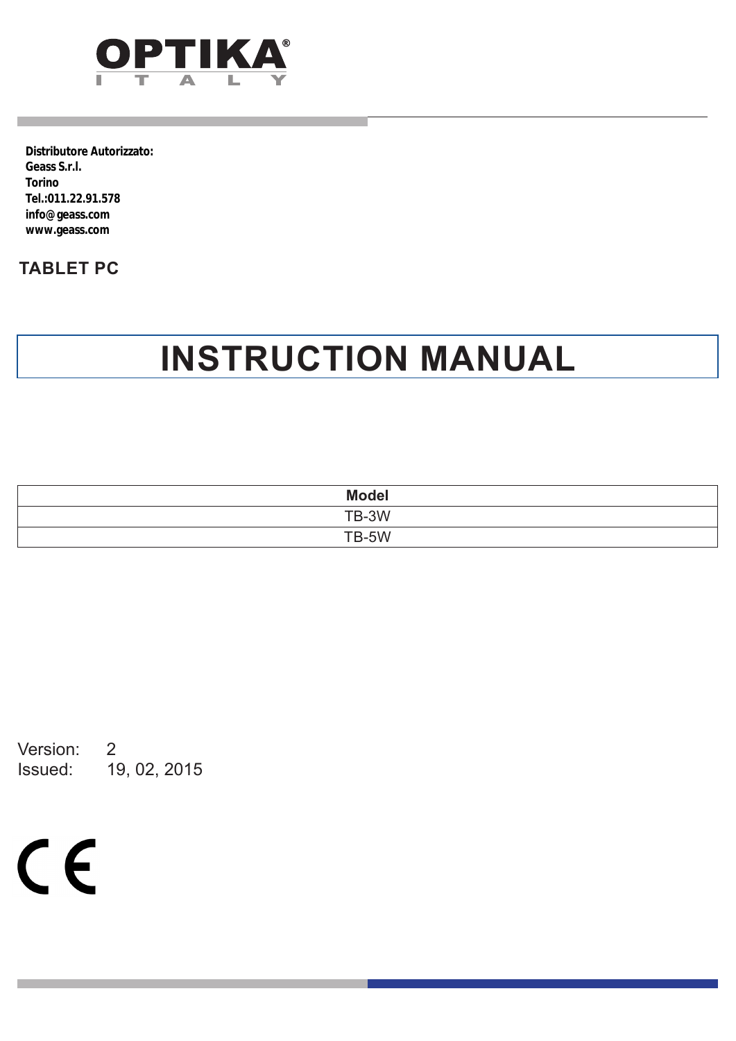OPTIKA® ITALY

**Distributore Autorizzato:**
**Geass S.r.l.**
**Torino**
**Tel.:011.22.91.578**
**info@geass.com**
**www.geass.com**

**TABLET PC**

# INSTRUCTION MANUAL

| Model |
|---|
| TB-3W |
| TB-5W |

Version: 2
Issued: 19, 02, 2015

CE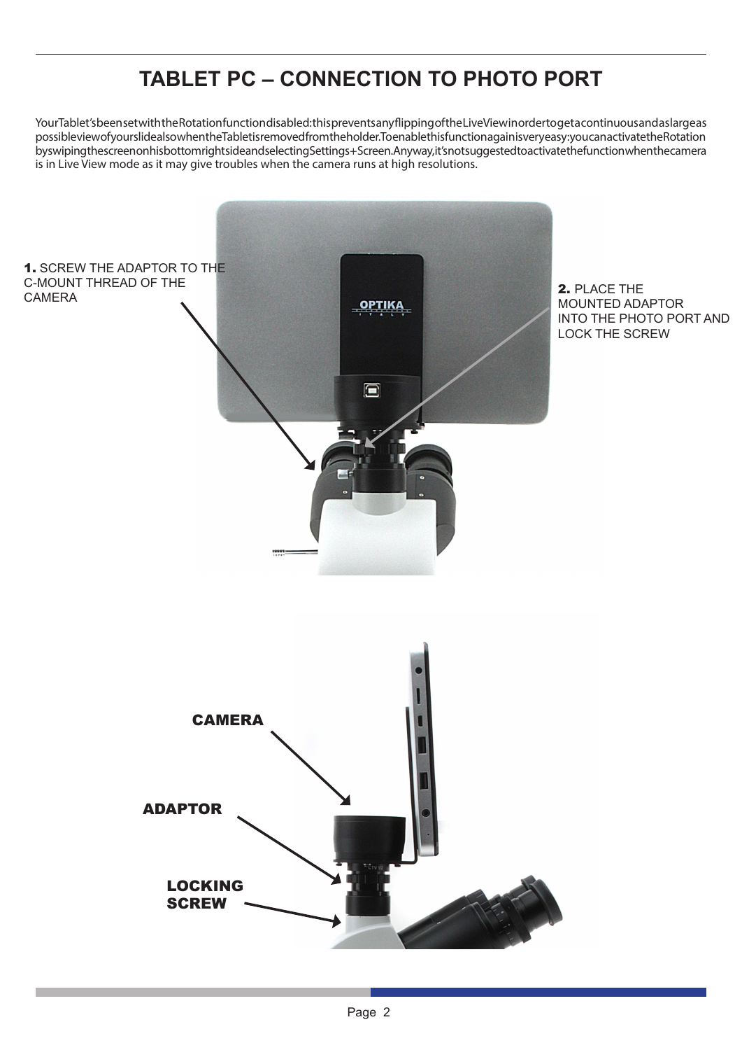# TABLET PC – CONNECTION TO PHOTO PORT

YourTablet'sbeensetwiththeRotationfunctiondisabled:thispreventsanyflippingoftheLiveViewinordertogetacontinuousandaslargeas possibleviewofyourslidealsowhentheTabletisremovedfromtheholder.Toenablethisfunctionagainisveryeasy:youcanactivatetheRotation byswipingthescreenonhisbottomrightsideandselectingSettings+Screen.Anyway,it'snotsuggestedtoactivatethefunctionwhenthecamera is in Live View mode as it may give troubles when the camera runs at high resolutions.

**1.** SCREW THE ADAPTOR TO THE C-MOUNT THREAD OF THE CAMERA

**2.** PLACE THE MOUNTED ADAPTOR INTO THE PHOTO PORT AND LOCK THE SCREW

**CAMERA**

**ADAPTOR**

**LOCKING SCREW**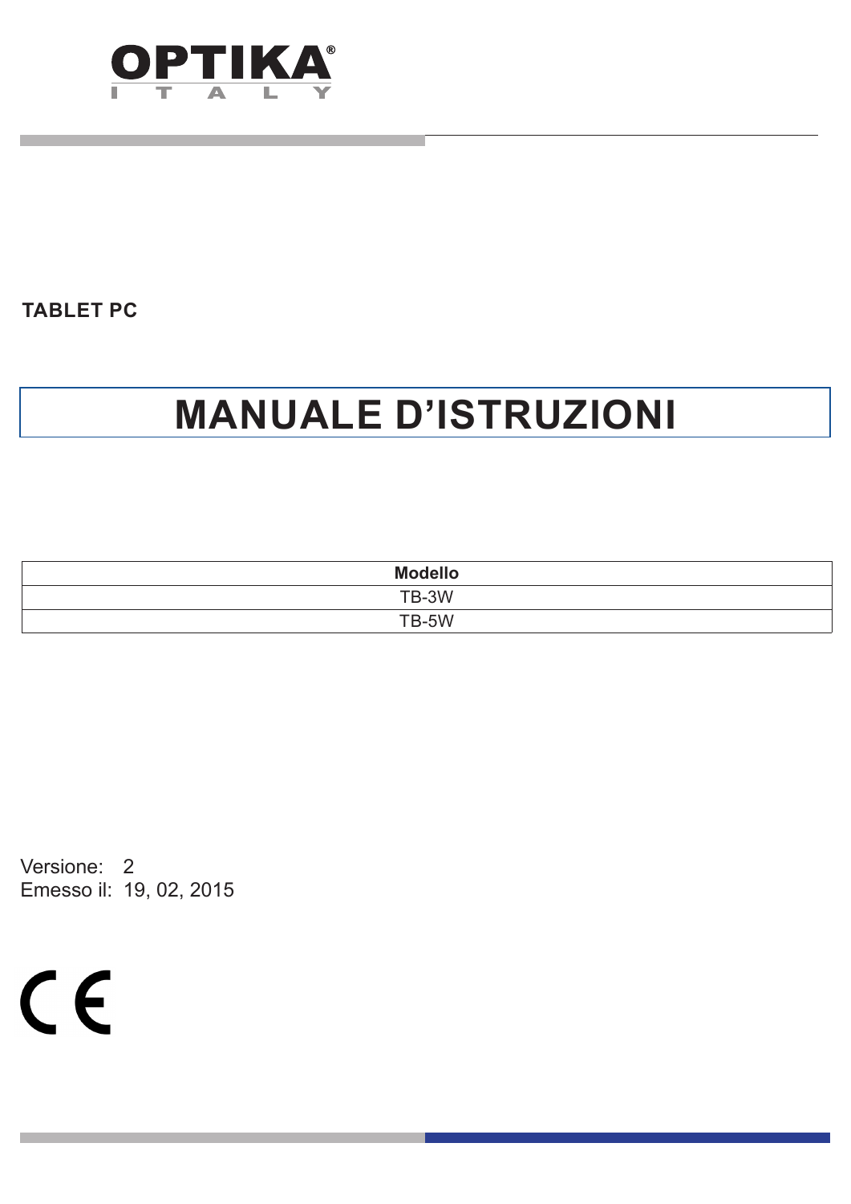OPTIKA
ITALY

**TABLET PC**

# MANUALE D'ISTRUZIONI

| Modello |
| --- |
| TB-3W |
| TB-5W |

Versione: 2
Emesso il: 19, 02, 2015

CE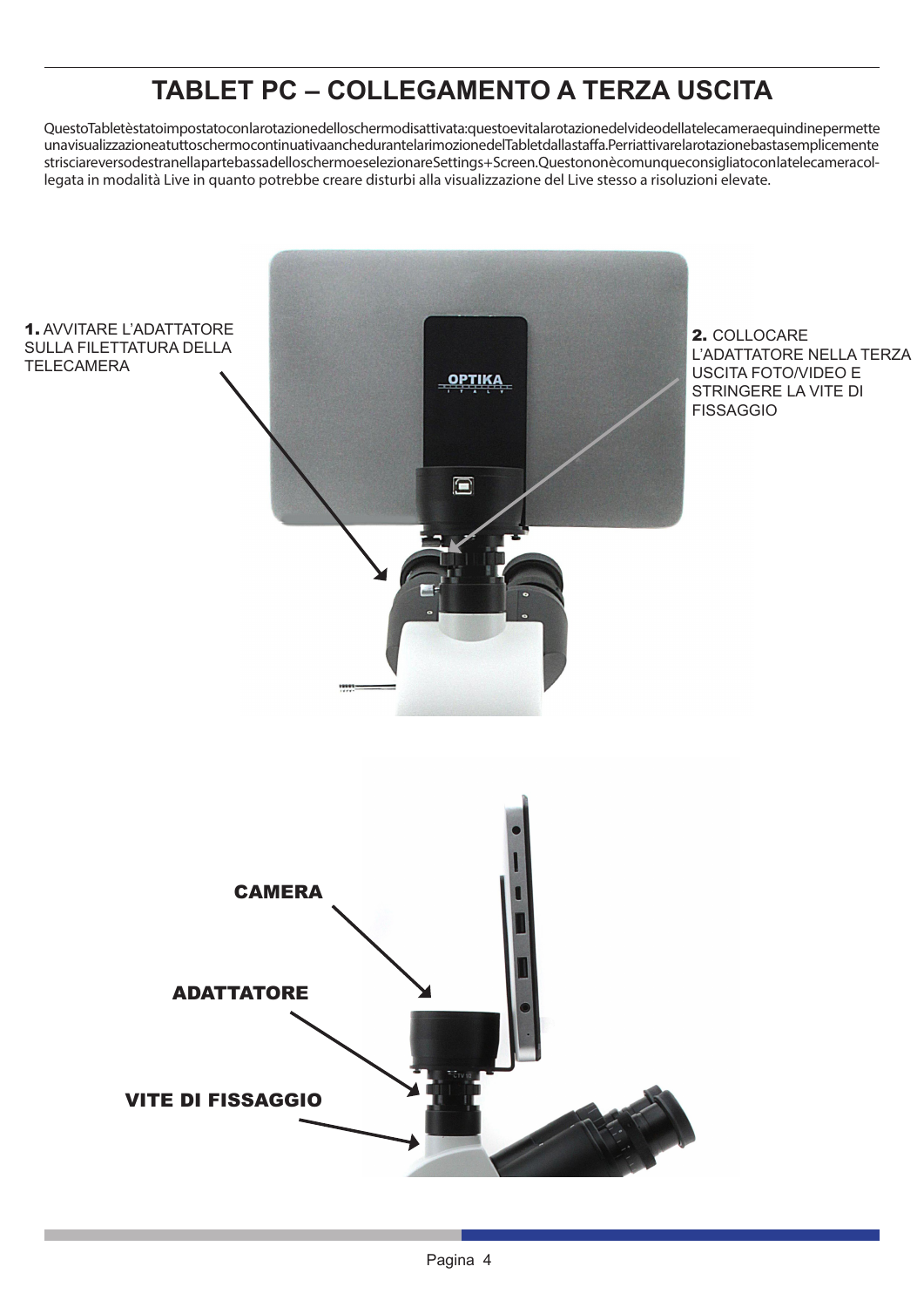# TABLET PC – COLLEGAMENTO A TERZA USCITA

QuestoTabletèstatoimpostatoconlarotazionedelloschermodisattivata:questoevitalarotazionedelvideodellatelecameraequindinepermette unavisualizzazioneatuttoschermocontinuativaanchedurantelarimozionedelTabletdallastaffa.Perriattivarelarotazionebastasemplicemente strisciareversodestranellapartebassadelloschermoeselezionareSettings+Screen.Questononèconsigliatoconlatelecameracol­legata in modalità Live in quanto potrebbe creare disturbi alla visualizzazione del Live stesso a risoluzioni elevate.

**1.** AVVITARE L'ADATTATORE SULLA FILETTATURA DELLA TELECAMERA

**2.** COLLOCARE L'ADATTATORE NELLA TERZA USCITA FOTO/VIDEO E STRINGERE LA VITE DI FISSAGGIO

**CAMERA**

**ADATTATORE**

**VITE DI FISSAGGIO**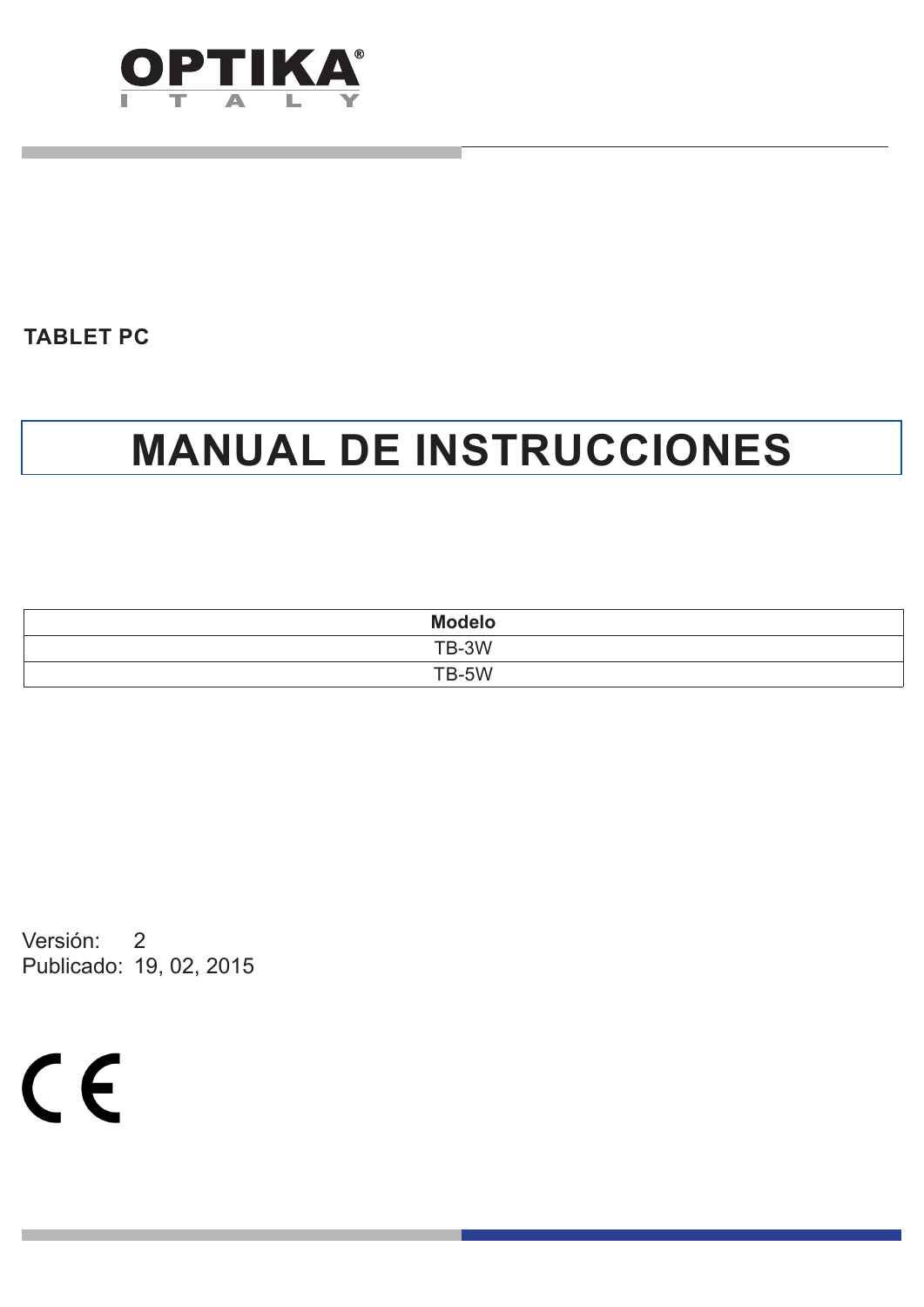OPTIKA
I T A L Y

**TABLET PC**

# MANUAL DE INSTRUCCIONES

| Modelo |
|---|
| TB-3W |
| TB-5W |

Versión: 2
Publicado: 19, 02, 2015

CE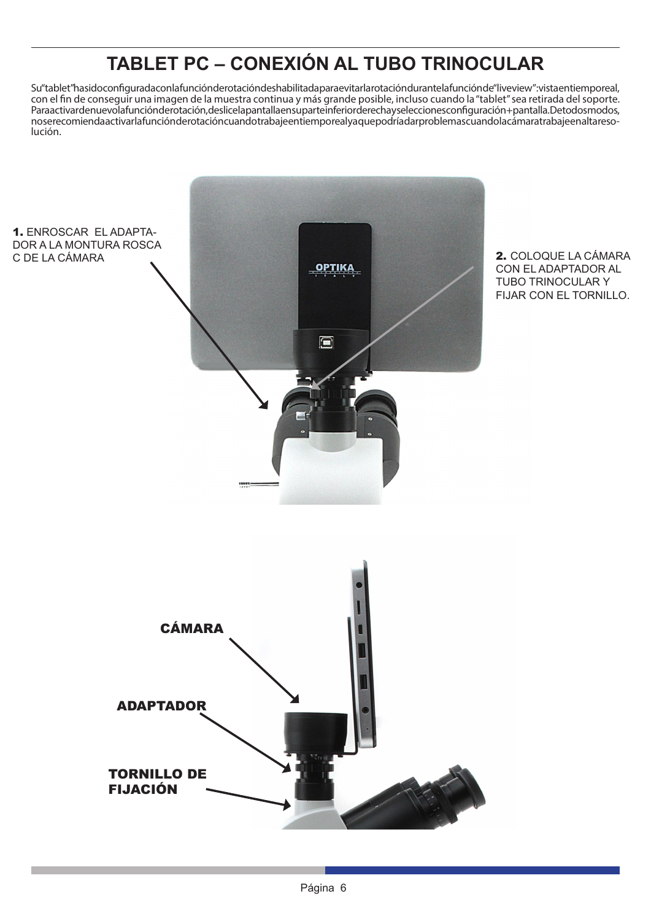# TABLET PC – CONEXIÓN AL TUBO TRINOCULAR

Su"tablet"hasidoconfiguradaconlafunciónderotacióndeshabilitadaparaevitarlarotacióndurantelafunciónde"liveview":vistaentiemporeal, con el fin de conseguir una imagen de la muestra continua y más grande posible, incluso cuando la "tablet" sea retirada del soporte. Paraactivardenuevolafunciónderotación,deslicelapantallaensuparteinferiorderechayseleccionesconfiguración+pantalla.Detodosmodos, noserecomiendaactivarlafunciónderotacióncuandotrabajeentiemporealyaquepodríadarproblemascuandolacámaratrabajeenaltaresolución.

**1.** ENROSCAR EL ADAPTADOR A LA MONTURA ROSCA C DE LA CÁMARA

**2.** COLOQUE LA CÁMARA CON EL ADAPTADOR AL TUBO TRINOCULAR Y FIJAR CON EL TORNILLO.

**CÁMARA**

**ADAPTADOR**

**TORNILLO DE FIJACIÓN**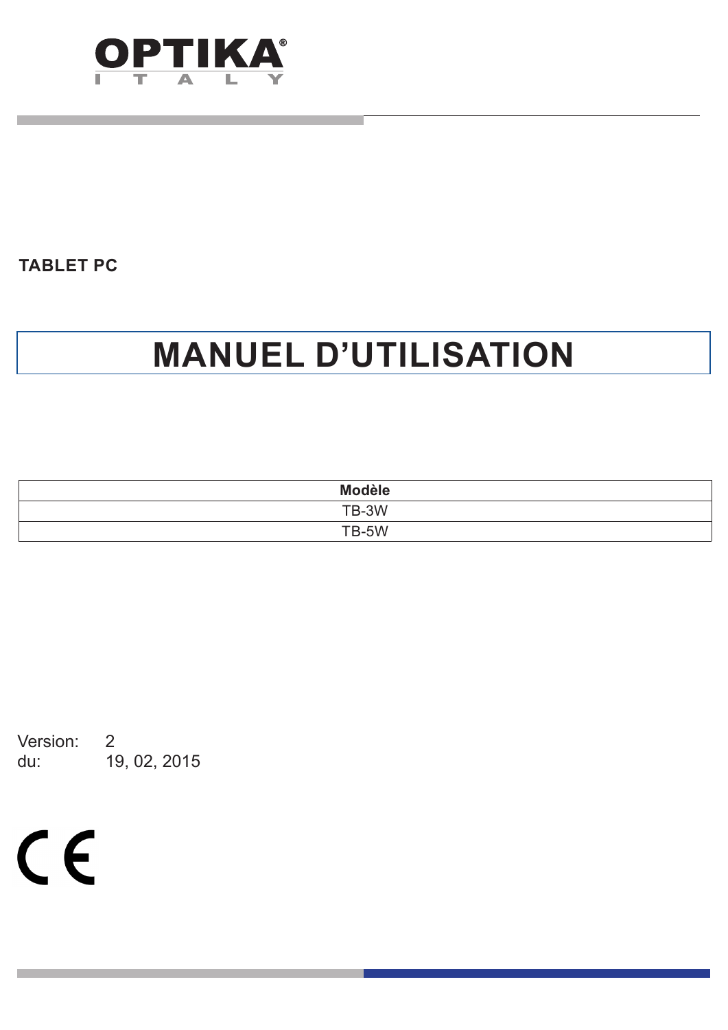**TABLET PC**

# MANUEL D'UTILISATION

| Modèle |
| --- |
| TB-3W |
| TB-5W |

Version: 2
du: 19, 02, 2015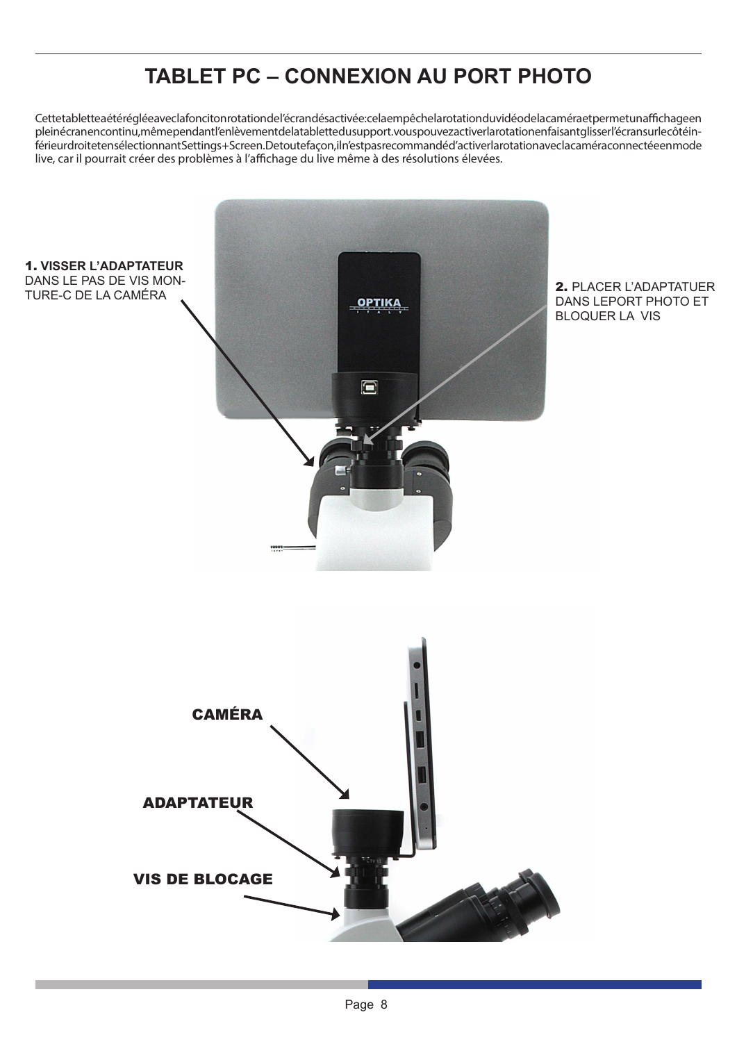# TABLET PC – CONNEXION AU PORT PHOTO

Cettetabletteaétérégléeaveclafoncitonrotationdel'écrandésactivée:celaempêchelarotationduvidéodelacaméraetpermetunaffichageen pleinécrancontinu,mêmependantl'enlèvementdelatablettedusupport.vouspouvezactiverlarotationenfaisantglisserl'écransurlecôtéinférieurdroitetensélectionnantSettings+Screen.Detoutefaçon,iln'estpasrecommandéd'activerlarotationaveclacaméraconnectéeenmode live, car il pourrait créer des problèmes à l'affichage du live même à des résolutions élevées.

**1. VISSER L'ADAPTATEUR** DANS LE PAS DE VIS MONTURE-C DE LA CAMÉRA

**2.** PLACER L'ADAPTATUER DANS LEPORT PHOTO ET BLOQUER LA VIS

**CAMÉRA**

**ADAPTATEUR**

**VIS DE BLOCAGE**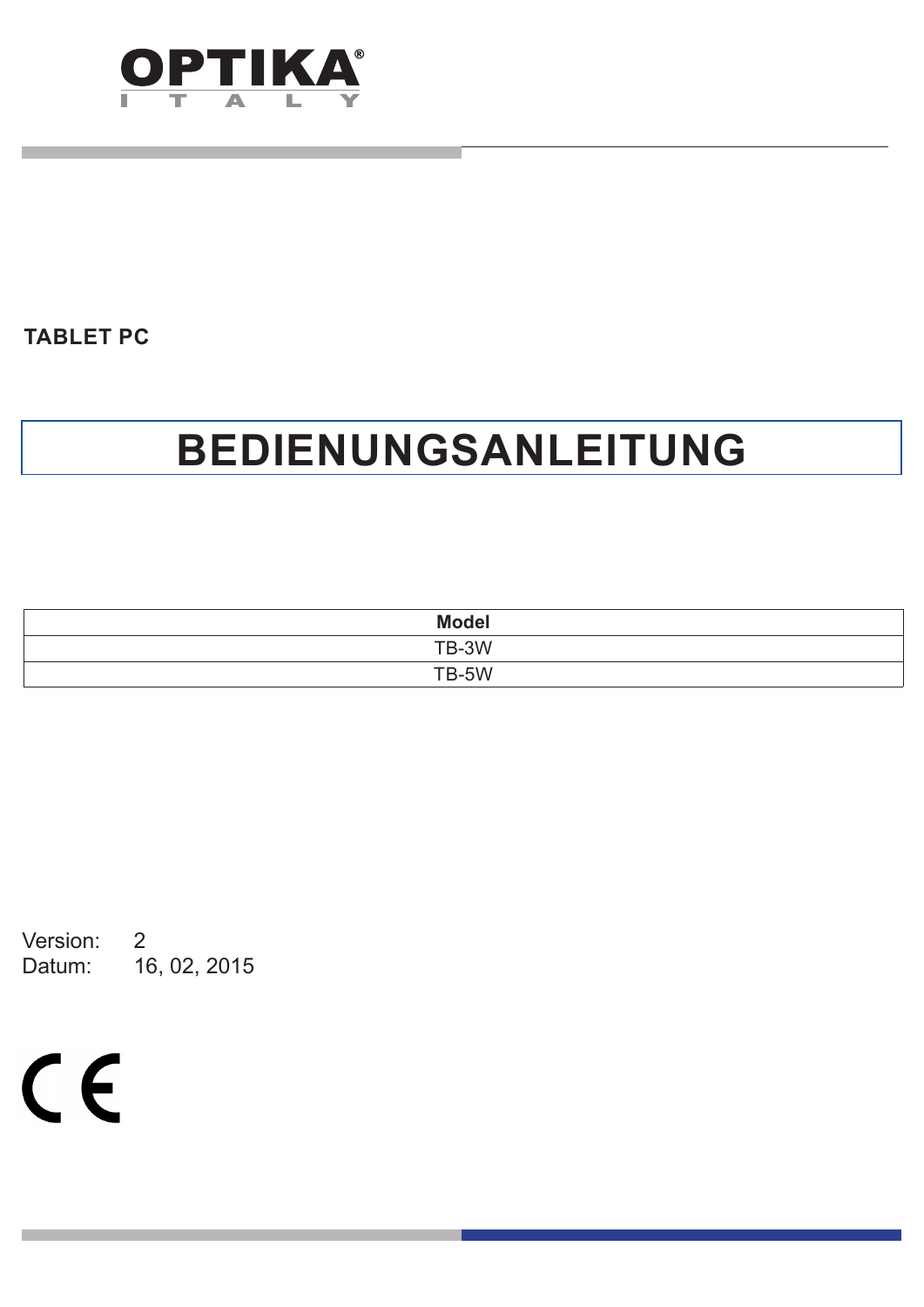OPTIKA
ITALY

**TABLET PC**

# BEDIENUNGSANLEITUNG

| Model |
| --- |
| TB-3W |
| TB-5W |

Version: 2
Datum: 16, 02, 2015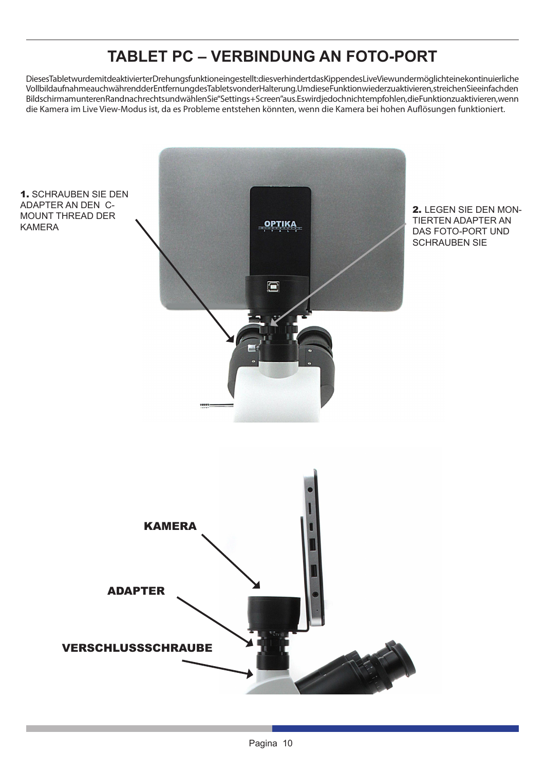# TABLET PC – VERBINDUNG AN FOTO-PORT

DiesesTabletwurdemitdeaktivierterDrehungsfunktioneingestellt:diesverhindertdasKippendesLiveViewundermöglichteinekontinuierliche VollbildaufnahmeauchwährendderEntfernungdesTabletsvonderHalterung.UmdieseFunktionwiederzuaktivieren,streichenSieeinfachden BildschirmamunterenRandnachrechtsundwählenSie"Settings+Screen"aus.Eswirdjedochnichtempfohlen,dieFunktionzuaktivieren,wenn die Kamera im Live View-Modus ist, da es Probleme entstehen könnten, wenn die Kamera bei hohen Auflösungen funktioniert.

**1.** SCHRAUBEN SIE DEN ADAPTER AN DEN C-MOUNT THREAD DER KAMERA

**2.** LEGEN SIE DEN MONTIERTEN ADAPTER AN DAS FOTO-PORT UND SCHRAUBEN SIE

KAMERA

ADAPTER

VERSCHLUSSSCHRAUBE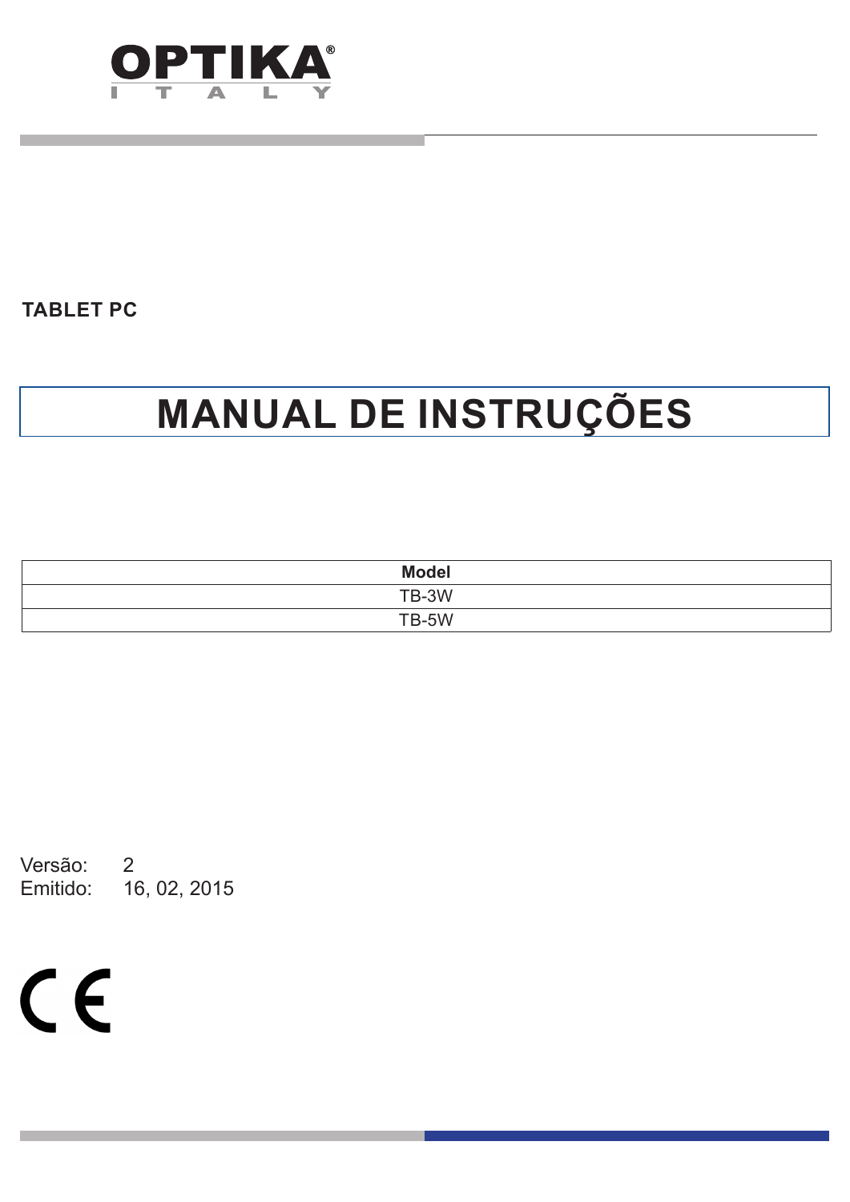OPTIKA

I T A L Y

**TABLET PC**

# MANUAL DE INSTRUÇÕES

| Model |
| --- |
| TB-3W |
| TB-5W |

Versão: 2
Emitido: 16, 02, 2015

CE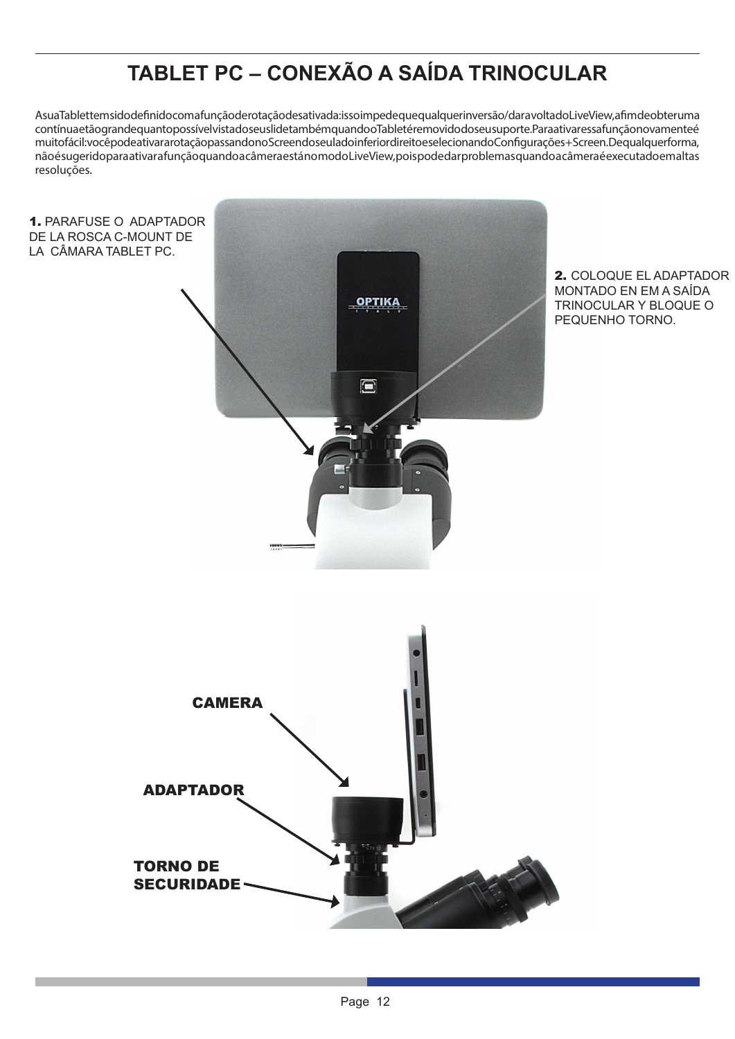# TABLET PC – CONEXÃO A SAÍDA TRINOCULAR

A sua Tablet tem sido definido com a função de rotação desativada: isso impede que qualquer inversão / dar a volta do LiveView, afim de obter uma contínua e tão grande quanto possível vista dos seus lide também quando o Tablet é removido do seu suporte. Para ativar essa função novamente é muito fácil: você pode ativar a rotação passando no Screen do seu lado inferior direito e selecionando Configurações + Screen. De qualquer forma, não é sugerido para ativar a função quando a câmera está no modo LiveView, pois pode dar problemas quando a câmera é executado em altas resoluções.

**1.** PARAFUSE O ADAPTADOR DE LA ROSCA C-MOUNT DE LA CÂMARA TABLET PC.

**2.** COLOQUE EL ADAPTADOR MONTADO EN EM A SAÍDA TRINOCULAR Y BLOQUE O PEQUENHO TORNO.

**CAMERA**

**ADAPTADOR**

**TORNO DE SECURIDADE**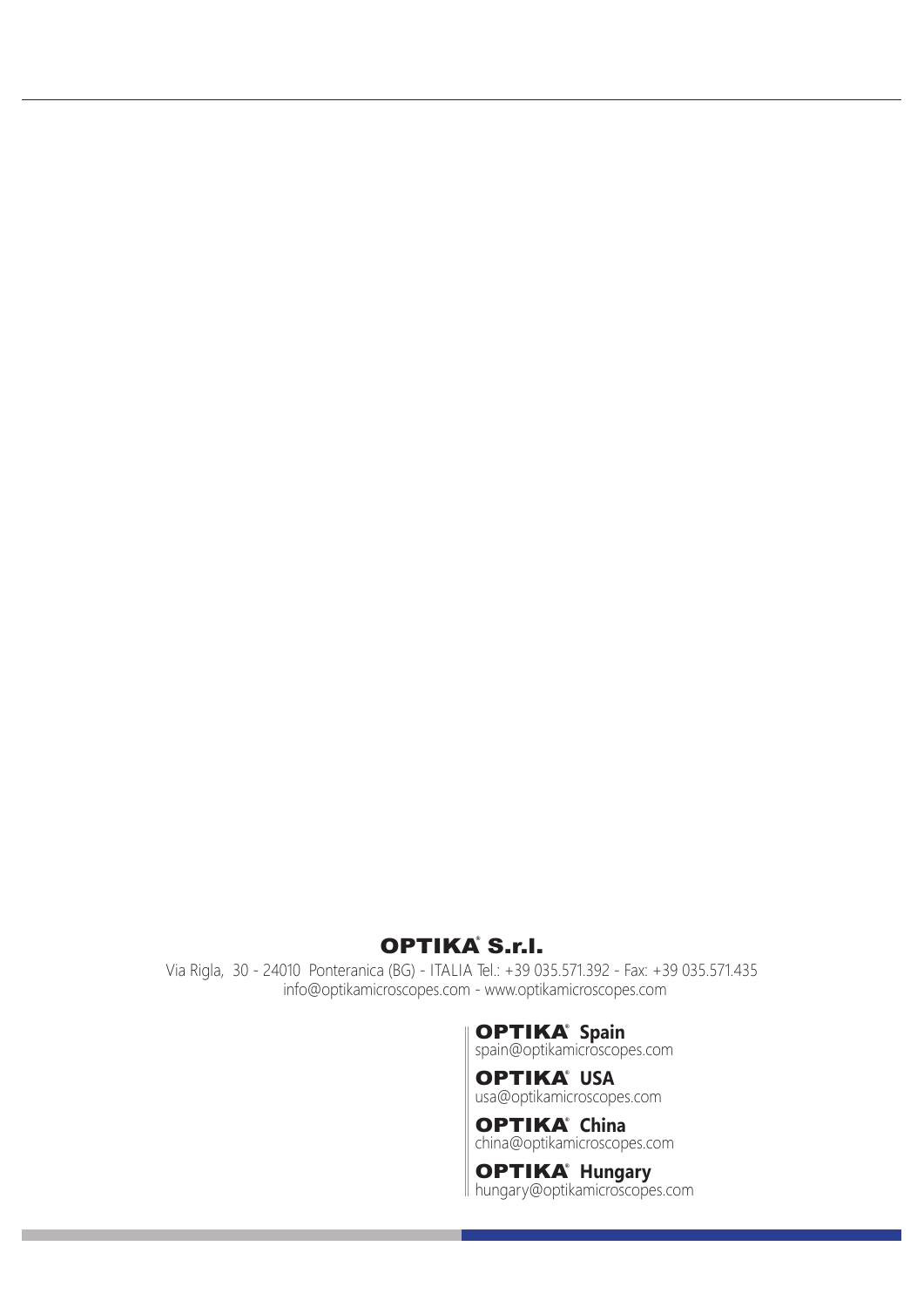**OPTIKA® S.r.l.**

Via Rigla, 30 - 24010 Ponteranica (BG) - ITALIA Tel.: +39 035.571.392 - Fax: +39 035.571.435
info@optikamicroscopes.com - www.optikamicroscopes.com

**OPTIKA® Spain**
spain@optikamicroscopes.com

**OPTIKA® USA**
usa@optikamicroscopes.com

**OPTIKA® China**
china@optikamicroscopes.com

**OPTIKA® Hungary**
hungary@optikamicroscopes.com